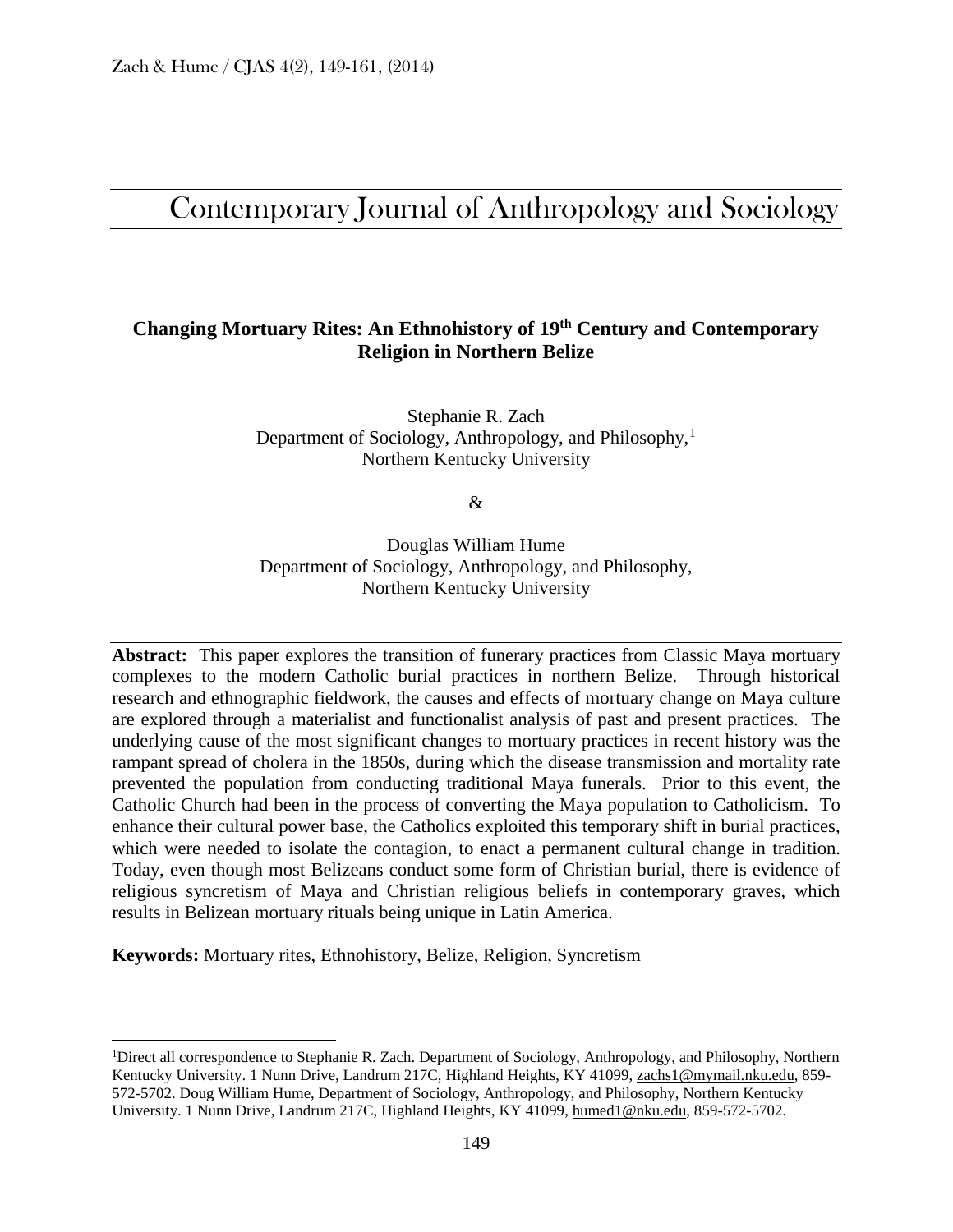# Contemporary Journal of Anthropology and Sociology

## Changing Mortuary Rites: An Ethnohistory of 19th Century and Contemporary Religion in Northern Belize

Stephanie R. Zach
Department of Sociology, Anthropology, and Philosophy,[1]
Northern Kentucky University

&

Douglas William Hume
Department of Sociology, Anthropology, and Philosophy,
Northern Kentucky University

**Abstract:** This paper explores the transition of funerary practices from Classic Maya mortuary complexes to the modern Catholic burial practices in northern Belize. Through historical research and ethnographic fieldwork, the causes and effects of mortuary change on Maya culture are explored through a materialist and functionalist analysis of past and present practices. The underlying cause of the most significant changes to mortuary practices in recent history was the rampant spread of cholera in the 1850s, during which the disease transmission and mortality rate prevented the population from conducting traditional Maya funerals. Prior to this event, the Catholic Church had been in the process of converting the Maya population to Catholicism. To enhance their cultural power base, the Catholics exploited this temporary shift in burial practices, which were needed to isolate the contagion, to enact a permanent cultural change in tradition. Today, even though most Belizeans conduct some form of Christian burial, there is evidence of religious syncretism of Maya and Christian religious beliefs in contemporary graves, which results in Belizean mortuary rituals being unique in Latin America.

**Keywords:** Mortuary rites, Ethnohistory, Belize, Religion, Syncretism

---

[1]Direct all correspondence to Stephanie R. Zach. Department of Sociology, Anthropology, and Philosophy, Northern Kentucky University. 1 Nunn Drive, Landrum 217C, Highland Heights, KY 41099, zachs1@mymail.nku.edu, 859-572-5702. Doug William Hume, Department of Sociology, Anthropology, and Philosophy, Northern Kentucky University. 1 Nunn Drive, Landrum 217C, Highland Heights, KY 41099, humed1@nku.edu, 859-572-5702.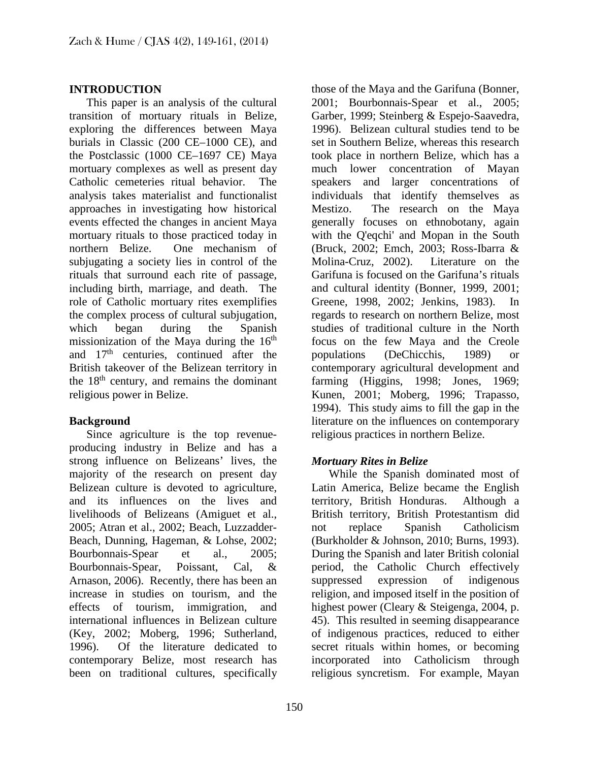## INTRODUCTION

This paper is an analysis of the cultural transition of mortuary rituals in Belize, exploring the differences between Maya burials in Classic (200 CE–1000 CE), and the Postclassic (1000 CE–1697 CE) Maya mortuary complexes as well as present day Catholic cemeteries ritual behavior. The analysis takes materialist and functionalist approaches in investigating how historical events effected the changes in ancient Maya mortuary rituals to those practiced today in northern Belize. One mechanism of subjugating a society lies in control of the rituals that surround each rite of passage, including birth, marriage, and death. The role of Catholic mortuary rites exemplifies the complex process of cultural subjugation, which began during the Spanish missionization of the Maya during the 16th and 17th centuries, continued after the British takeover of the Belizean territory in the 18th century, and remains the dominant religious power in Belize.

### Background

Since agriculture is the top revenue-producing industry in Belize and has a strong influence on Belizeans' lives, the majority of the research on present day Belizean culture is devoted to agriculture, and its influences on the lives and livelihoods of Belizeans (Amiguet et al., 2005; Atran et al., 2002; Beach, Luzzadder-Beach, Dunning, Hageman, & Lohse, 2002; Bourbonnais-Spear et al., 2005; Bourbonnais-Spear, Poissant, Cal, & Arnason, 2006). Recently, there has been an increase in studies on tourism, and the effects of tourism, immigration, and international influences in Belizean culture (Key, 2002; Moberg, 1996; Sutherland, 1996). Of the literature dedicated to contemporary Belize, most research has been on traditional cultures, specifically those of the Maya and the Garifuna (Bonner, 2001; Bourbonnais-Spear et al., 2005; Garber, 1999; Steinberg & Espejo-Saavedra, 1996). Belizean cultural studies tend to be set in Southern Belize, whereas this research took place in northern Belize, which has a much lower concentration of Mayan speakers and larger concentrations of individuals that identify themselves as Mestizo. The research on the Maya generally focuses on ethnobotany, again with the Q'eqchi' and Mopan in the South (Bruck, 2002; Emch, 2003; Ross-Ibarra & Molina-Cruz, 2002). Literature on the Garifuna is focused on the Garifuna's rituals and cultural identity (Bonner, 1999, 2001; Greene, 1998, 2002; Jenkins, 1983). In regards to research on northern Belize, most studies of traditional culture in the North focus on the few Maya and the Creole populations (DeChicchis, 1989) or contemporary agricultural development and farming (Higgins, 1998; Jones, 1969; Kunen, 2001; Moberg, 1996; Trapasso, 1994). This study aims to fill the gap in the literature on the influences on contemporary religious practices in northern Belize.

#### *Mortuary Rites in Belize*

While the Spanish dominated most of Latin America, Belize became the English territory, British Honduras. Although a British territory, British Protestantism did not replace Spanish Catholicism (Burkholder & Johnson, 2010; Burns, 1993). During the Spanish and later British colonial period, the Catholic Church effectively suppressed expression of indigenous religion, and imposed itself in the position of highest power (Cleary & Steigenga, 2004, p. 45). This resulted in seeming disappearance of indigenous practices, reduced to either secret rituals within homes, or becoming incorporated into Catholicism through religious syncretism. For example, Mayan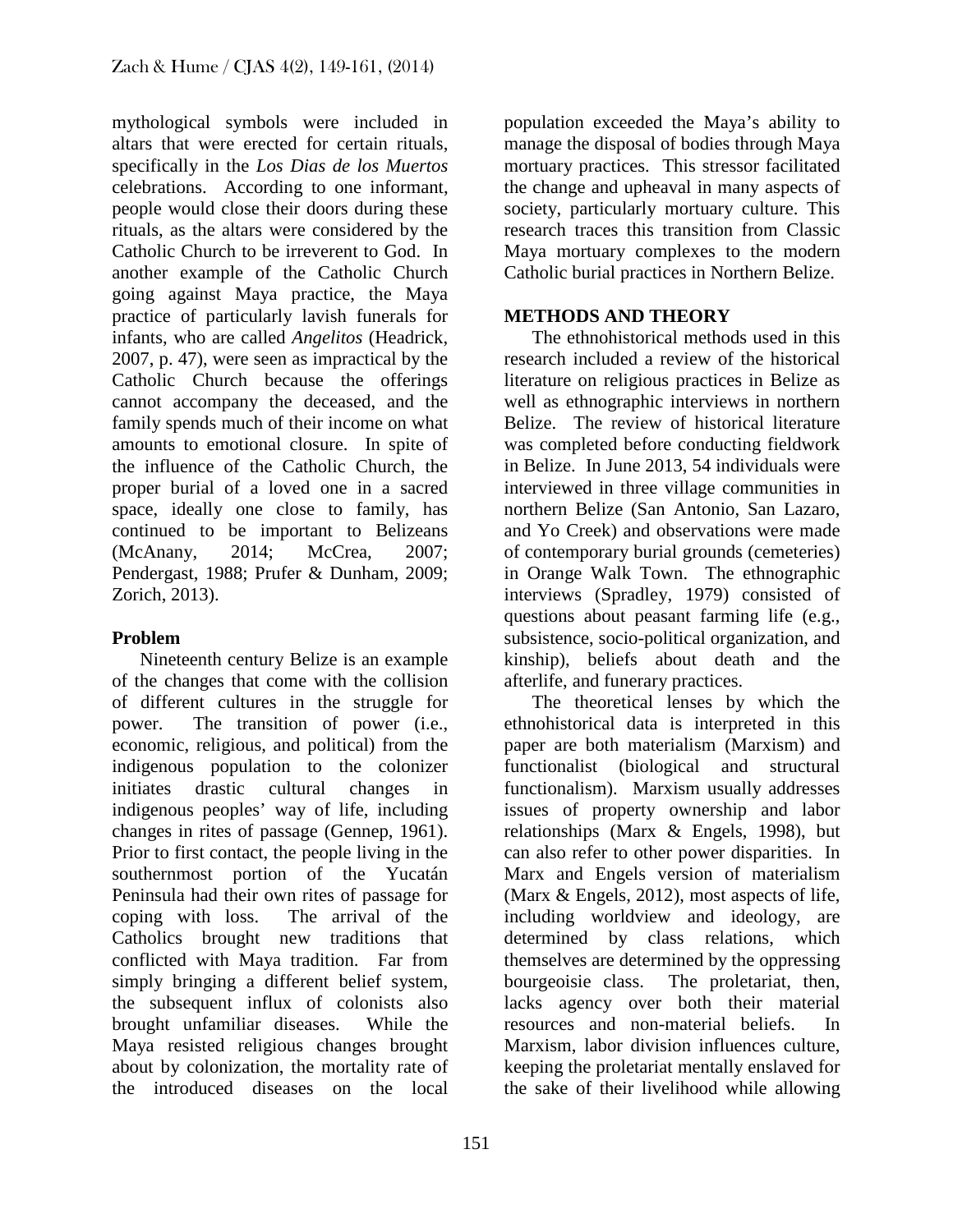mythological symbols were included in altars that were erected for certain rituals, specifically in the *Los Dias de los Muertos* celebrations. According to one informant, people would close their doors during these rituals, as the altars were considered by the Catholic Church to be irreverent to God. In another example of the Catholic Church going against Maya practice, the Maya practice of particularly lavish funerals for infants, who are called *Angelitos* (Headrick, 2007, p. 47), were seen as impractical by the Catholic Church because the offerings cannot accompany the deceased, and the family spends much of their income on what amounts to emotional closure. In spite of the influence of the Catholic Church, the proper burial of a loved one in a sacred space, ideally one close to family, has continued to be important to Belizeans (McAnany, 2014; McCrea, 2007; Pendergast, 1988; Prufer & Dunham, 2009; Zorich, 2013).

## Problem

Nineteenth century Belize is an example of the changes that come with the collision of different cultures in the struggle for power. The transition of power (i.e., economic, religious, and political) from the indigenous population to the colonizer initiates drastic cultural changes in indigenous peoples' way of life, including changes in rites of passage (Gennep, 1961). Prior to first contact, the people living in the southernmost portion of the Yucatán Peninsula had their own rites of passage for coping with loss. The arrival of the Catholics brought new traditions that conflicted with Maya tradition. Far from simply bringing a different belief system, the subsequent influx of colonists also brought unfamiliar diseases. While the Maya resisted religious changes brought about by colonization, the mortality rate of the introduced diseases on the local population exceeded the Maya's ability to manage the disposal of bodies through Maya mortuary practices. This stressor facilitated the change and upheaval in many aspects of society, particularly mortuary culture. This research traces this transition from Classic Maya mortuary complexes to the modern Catholic burial practices in Northern Belize.

## METHODS AND THEORY

The ethnohistorical methods used in this research included a review of the historical literature on religious practices in Belize as well as ethnographic interviews in northern Belize. The review of historical literature was completed before conducting fieldwork in Belize. In June 2013, 54 individuals were interviewed in three village communities in northern Belize (San Antonio, San Lazaro, and Yo Creek) and observations were made of contemporary burial grounds (cemeteries) in Orange Walk Town. The ethnographic interviews (Spradley, 1979) consisted of questions about peasant farming life (e.g., subsistence, socio-political organization, and kinship), beliefs about death and the afterlife, and funerary practices.

The theoretical lenses by which the ethnohistorical data is interpreted in this paper are both materialism (Marxism) and functionalist (biological and structural functionalism). Marxism usually addresses issues of property ownership and labor relationships (Marx & Engels, 1998), but can also refer to other power disparities. In Marx and Engels version of materialism (Marx & Engels, 2012), most aspects of life, including worldview and ideology, are determined by class relations, which themselves are determined by the oppressing bourgeoisie class. The proletariat, then, lacks agency over both their material resources and non-material beliefs. In Marxism, labor division influences culture, keeping the proletariat mentally enslaved for the sake of their livelihood while allowing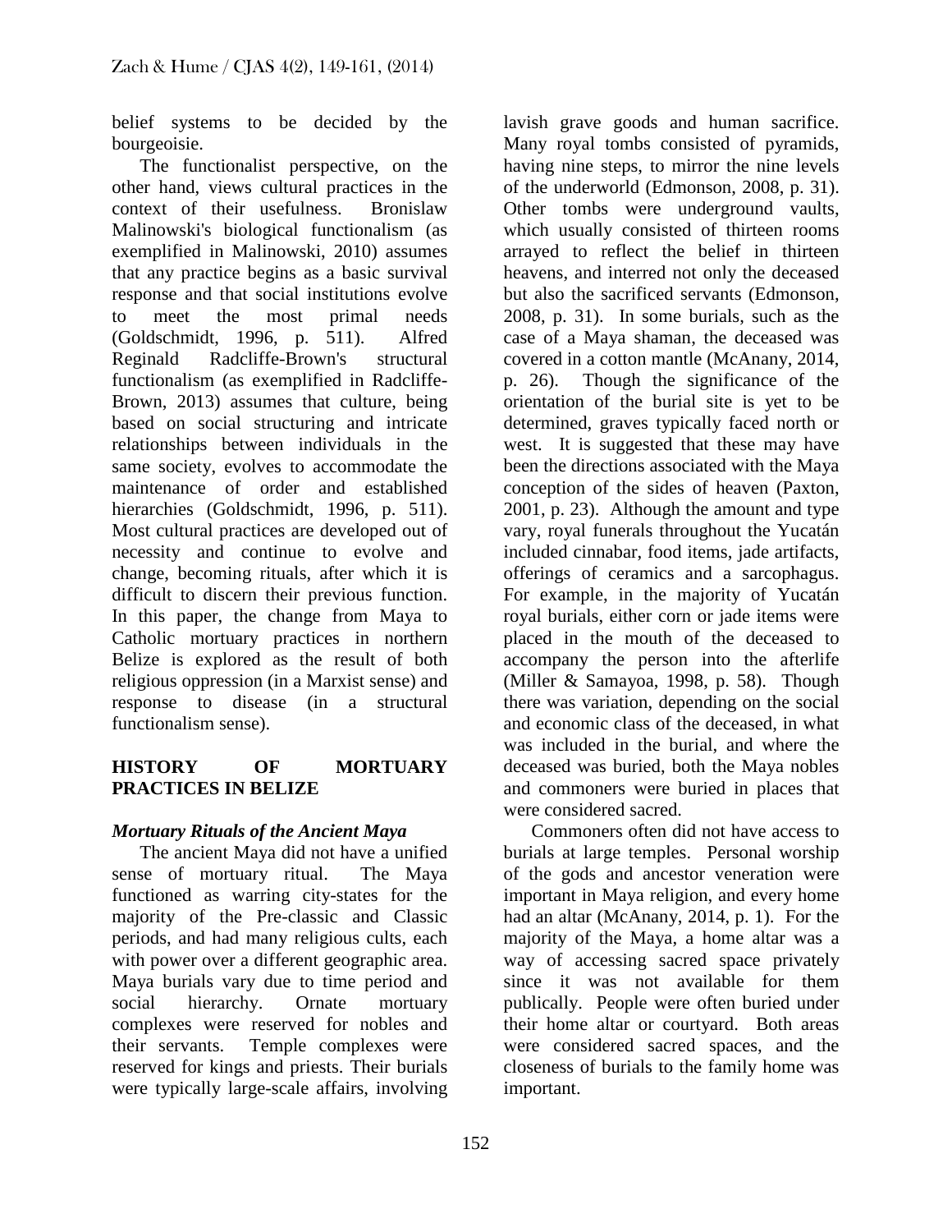belief systems to be decided by the bourgeoisie.

The functionalist perspective, on the other hand, views cultural practices in the context of their usefulness. Bronislaw Malinowski's biological functionalism (as exemplified in Malinowski, 2010) assumes that any practice begins as a basic survival response and that social institutions evolve to meet the most primal needs (Goldschmidt, 1996, p. 511). Alfred Reginald Radcliffe-Brown's structural functionalism (as exemplified in Radcliffe-Brown, 2013) assumes that culture, being based on social structuring and intricate relationships between individuals in the same society, evolves to accommodate the maintenance of order and established hierarchies (Goldschmidt, 1996, p. 511). Most cultural practices are developed out of necessity and continue to evolve and change, becoming rituals, after which it is difficult to discern their previous function. In this paper, the change from Maya to Catholic mortuary practices in northern Belize is explored as the result of both religious oppression (in a Marxist sense) and response to disease (in a structural functionalism sense).

## HISTORY OF MORTUARY PRACTICES IN BELIZE

### *Mortuary Rituals of the Ancient Maya*

The ancient Maya did not have a unified sense of mortuary ritual. The Maya functioned as warring city-states for the majority of the Pre-classic and Classic periods, and had many religious cults, each with power over a different geographic area. Maya burials vary due to time period and social hierarchy. Ornate mortuary complexes were reserved for nobles and their servants. Temple complexes were reserved for kings and priests. Their burials were typically large-scale affairs, involving lavish grave goods and human sacrifice. Many royal tombs consisted of pyramids, having nine steps, to mirror the nine levels of the underworld (Edmonson, 2008, p. 31). Other tombs were underground vaults, which usually consisted of thirteen rooms arrayed to reflect the belief in thirteen heavens, and interred not only the deceased but also the sacrificed servants (Edmonson, 2008, p. 31). In some burials, such as the case of a Maya shaman, the deceased was covered in a cotton mantle (McAnany, 2014, p. 26). Though the significance of the orientation of the burial site is yet to be determined, graves typically faced north or west. It is suggested that these may have been the directions associated with the Maya conception of the sides of heaven (Paxton, 2001, p. 23). Although the amount and type vary, royal funerals throughout the Yucatán included cinnabar, food items, jade artifacts, offerings of ceramics and a sarcophagus. For example, in the majority of Yucatán royal burials, either corn or jade items were placed in the mouth of the deceased to accompany the person into the afterlife (Miller & Samayoa, 1998, p. 58). Though there was variation, depending on the social and economic class of the deceased, in what was included in the burial, and where the deceased was buried, both the Maya nobles and commoners were buried in places that were considered sacred.

Commoners often did not have access to burials at large temples. Personal worship of the gods and ancestor veneration were important in Maya religion, and every home had an altar (McAnany, 2014, p. 1). For the majority of the Maya, a home altar was a way of accessing sacred space privately since it was not available for them publically. People were often buried under their home altar or courtyard. Both areas were considered sacred spaces, and the closeness of burials to the family home was important.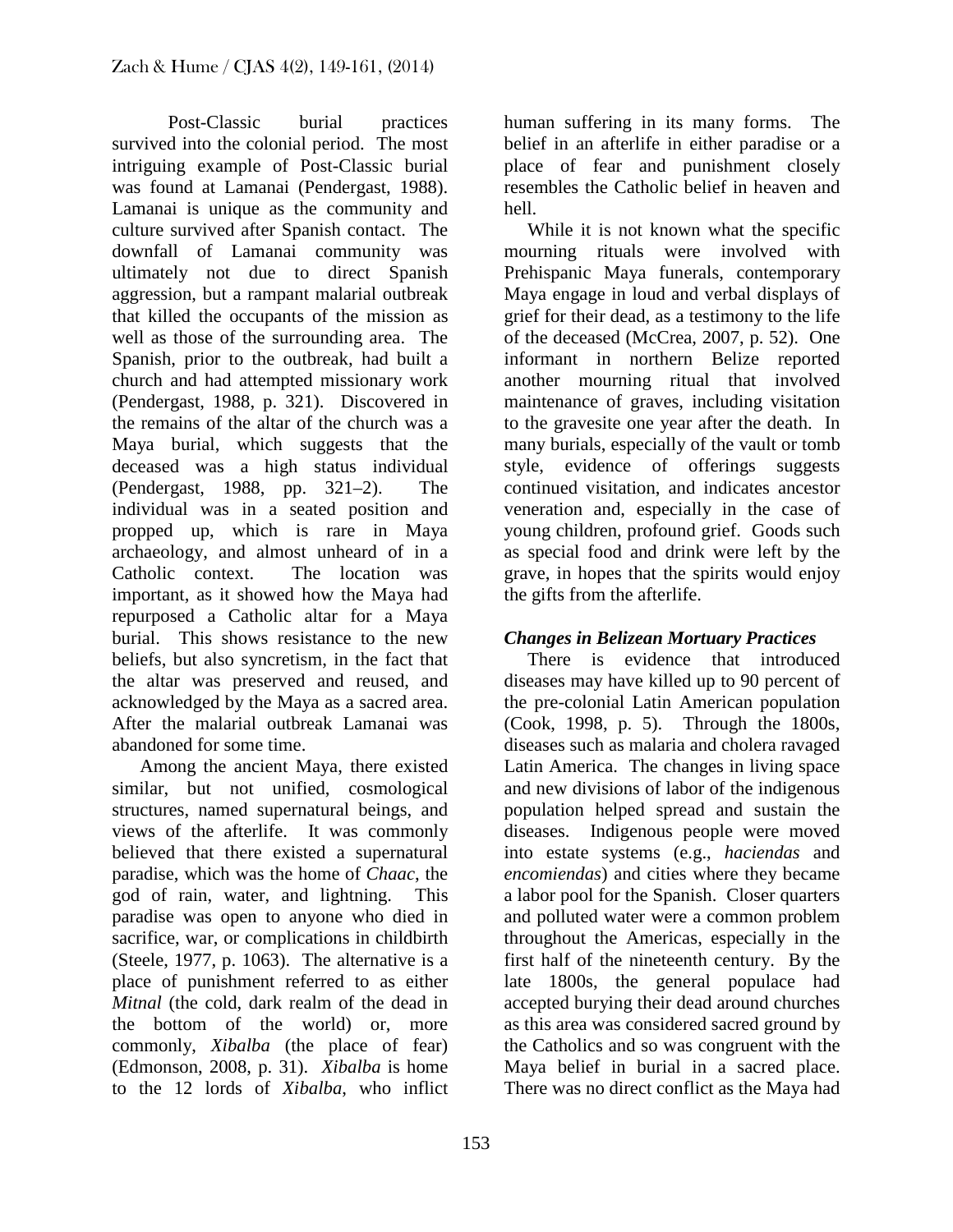Post-Classic burial practices survived into the colonial period. The most intriguing example of Post-Classic burial was found at Lamanai (Pendergast, 1988). Lamanai is unique as the community and culture survived after Spanish contact. The downfall of Lamanai community was ultimately not due to direct Spanish aggression, but a rampant malarial outbreak that killed the occupants of the mission as well as those of the surrounding area. The Spanish, prior to the outbreak, had built a church and had attempted missionary work (Pendergast, 1988, p. 321). Discovered in the remains of the altar of the church was a Maya burial, which suggests that the deceased was a high status individual (Pendergast, 1988, pp. 321–2). The individual was in a seated position and propped up, which is rare in Maya archaeology, and almost unheard of in a Catholic context. The location was important, as it showed how the Maya had repurposed a Catholic altar for a Maya burial. This shows resistance to the new beliefs, but also syncretism, in the fact that the altar was preserved and reused, and acknowledged by the Maya as a sacred area. After the malarial outbreak Lamanai was abandoned for some time.

Among the ancient Maya, there existed similar, but not unified, cosmological structures, named supernatural beings, and views of the afterlife. It was commonly believed that there existed a supernatural paradise, which was the home of *Chaac*, the god of rain, water, and lightning. This paradise was open to anyone who died in sacrifice, war, or complications in childbirth (Steele, 1977, p. 1063). The alternative is a place of punishment referred to as either *Mitnal* (the cold, dark realm of the dead in the bottom of the world) or, more commonly, *Xibalba* (the place of fear) (Edmonson, 2008, p. 31). *Xibalba* is home to the 12 lords of *Xibalba*, who inflict human suffering in its many forms. The belief in an afterlife in either paradise or a place of fear and punishment closely resembles the Catholic belief in heaven and hell.

While it is not known what the specific mourning rituals were involved with Prehispanic Maya funerals, contemporary Maya engage in loud and verbal displays of grief for their dead, as a testimony to the life of the deceased (McCrea, 2007, p. 52). One informant in northern Belize reported another mourning ritual that involved maintenance of graves, including visitation to the gravesite one year after the death. In many burials, especially of the vault or tomb style, evidence of offerings suggests continued visitation, and indicates ancestor veneration and, especially in the case of young children, profound grief. Goods such as special food and drink were left by the grave, in hopes that the spirits would enjoy the gifts from the afterlife.

### *Changes in Belizean Mortuary Practices*

There is evidence that introduced diseases may have killed up to 90 percent of the pre-colonial Latin American population (Cook, 1998, p. 5). Through the 1800s, diseases such as malaria and cholera ravaged Latin America. The changes in living space and new divisions of labor of the indigenous population helped spread and sustain the diseases. Indigenous people were moved into estate systems (e.g., *haciendas* and *encomiendas*) and cities where they became a labor pool for the Spanish. Closer quarters and polluted water were a common problem throughout the Americas, especially in the first half of the nineteenth century. By the late 1800s, the general populace had accepted burying their dead around churches as this area was considered sacred ground by the Catholics and so was congruent with the Maya belief in burial in a sacred place. There was no direct conflict as the Maya had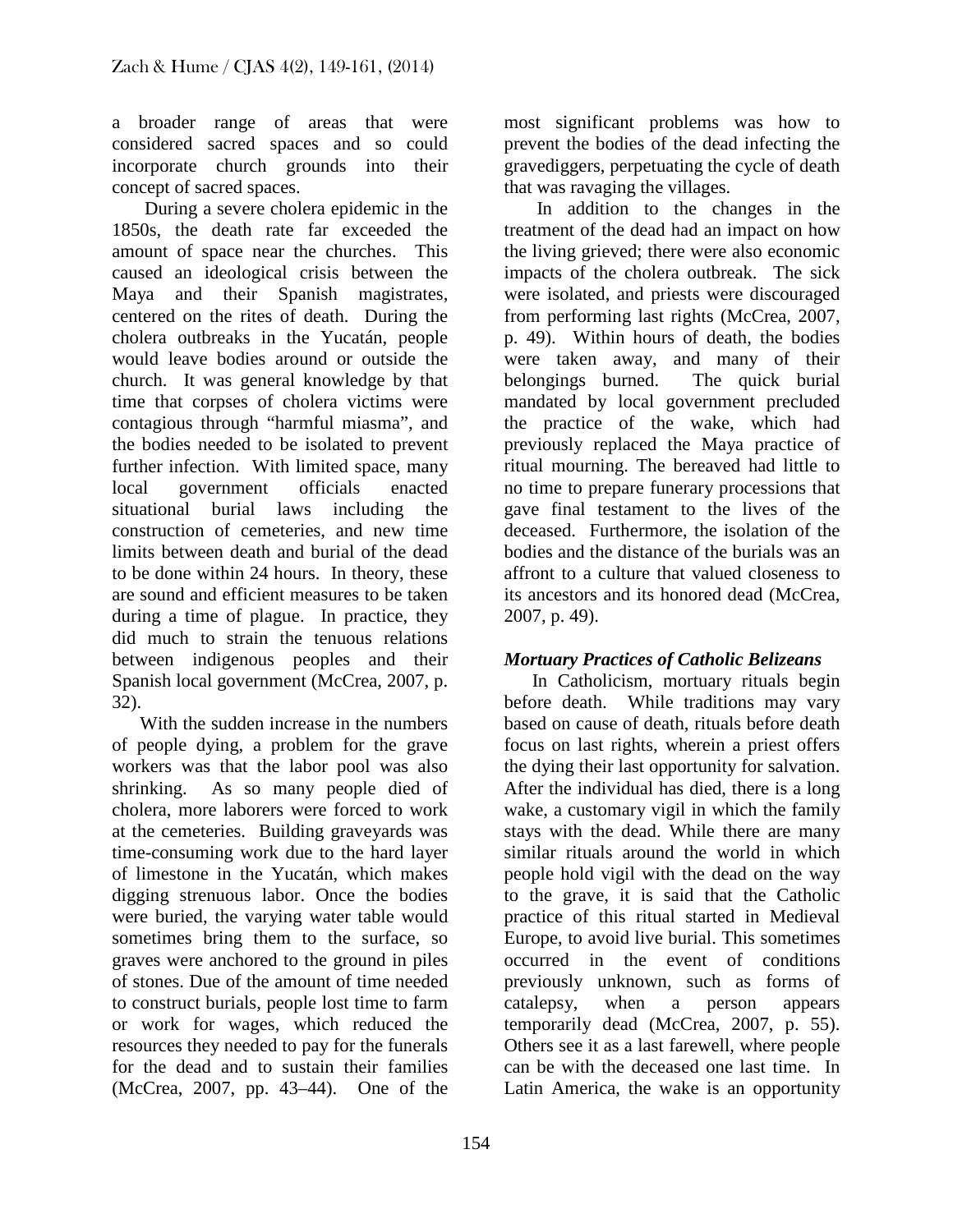a broader range of areas that were considered sacred spaces and so could incorporate church grounds into their concept of sacred spaces.

During a severe cholera epidemic in the 1850s, the death rate far exceeded the amount of space near the churches. This caused an ideological crisis between the Maya and their Spanish magistrates, centered on the rites of death. During the cholera outbreaks in the Yucatán, people would leave bodies around or outside the church. It was general knowledge by that time that corpses of cholera victims were contagious through "harmful miasma", and the bodies needed to be isolated to prevent further infection. With limited space, many local government officials enacted situational burial laws including the construction of cemeteries, and new time limits between death and burial of the dead to be done within 24 hours. In theory, these are sound and efficient measures to be taken during a time of plague. In practice, they did much to strain the tenuous relations between indigenous peoples and their Spanish local government (McCrea, 2007, p. 32).

With the sudden increase in the numbers of people dying, a problem for the grave workers was that the labor pool was also shrinking. As so many people died of cholera, more laborers were forced to work at the cemeteries. Building graveyards was time-consuming work due to the hard layer of limestone in the Yucatán, which makes digging strenuous labor. Once the bodies were buried, the varying water table would sometimes bring them to the surface, so graves were anchored to the ground in piles of stones. Due of the amount of time needed to construct burials, people lost time to farm or work for wages, which reduced the resources they needed to pay for the funerals for the dead and to sustain their families (McCrea, 2007, pp. 43–44). One of the most significant problems was how to prevent the bodies of the dead infecting the gravediggers, perpetuating the cycle of death that was ravaging the villages.

In addition to the changes in the treatment of the dead had an impact on how the living grieved; there were also economic impacts of the cholera outbreak. The sick were isolated, and priests were discouraged from performing last rights (McCrea, 2007, p. 49). Within hours of death, the bodies were taken away, and many of their belongings burned. The quick burial mandated by local government precluded the practice of the wake, which had previously replaced the Maya practice of ritual mourning. The bereaved had little to no time to prepare funerary processions that gave final testament to the lives of the deceased. Furthermore, the isolation of the bodies and the distance of the burials was an affront to a culture that valued closeness to its ancestors and its honored dead (McCrea, 2007, p. 49).

### *Mortuary Practices of Catholic Belizeans*

In Catholicism, mortuary rituals begin before death. While traditions may vary based on cause of death, rituals before death focus on last rights, wherein a priest offers the dying their last opportunity for salvation. After the individual has died, there is a long wake, a customary vigil in which the family stays with the dead. While there are many similar rituals around the world in which people hold vigil with the dead on the way to the grave, it is said that the Catholic practice of this ritual started in Medieval Europe, to avoid live burial. This sometimes occurred in the event of conditions previously unknown, such as forms of catalepsy, when a person appears temporarily dead (McCrea, 2007, p. 55). Others see it as a last farewell, where people can be with the deceased one last time. In Latin America, the wake is an opportunity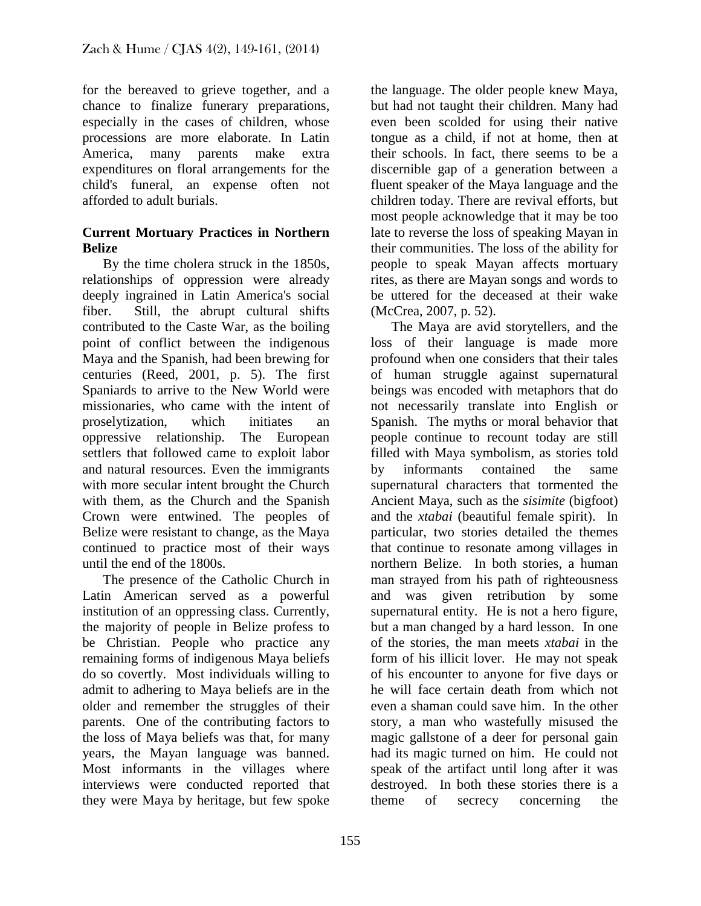for the bereaved to grieve together, and a chance to finalize funerary preparations, especially in the cases of children, whose processions are more elaborate. In Latin America, many parents make extra expenditures on floral arrangements for the child's funeral, an expense often not afforded to adult burials.

## Current Mortuary Practices in Northern Belize

By the time cholera struck in the 1850s, relationships of oppression were already deeply ingrained in Latin America's social fiber. Still, the abrupt cultural shifts contributed to the Caste War, as the boiling point of conflict between the indigenous Maya and the Spanish, had been brewing for centuries (Reed, 2001, p. 5). The first Spaniards to arrive to the New World were missionaries, who came with the intent of proselytization, which initiates an oppressive relationship. The European settlers that followed came to exploit labor and natural resources. Even the immigrants with more secular intent brought the Church with them, as the Church and the Spanish Crown were entwined. The peoples of Belize were resistant to change, as the Maya continued to practice most of their ways until the end of the 1800s.

The presence of the Catholic Church in Latin American served as a powerful institution of an oppressing class. Currently, the majority of people in Belize profess to be Christian. People who practice any remaining forms of indigenous Maya beliefs do so covertly. Most individuals willing to admit to adhering to Maya beliefs are in the older and remember the struggles of their parents. One of the contributing factors to the loss of Maya beliefs was that, for many years, the Mayan language was banned. Most informants in the villages where interviews were conducted reported that they were Maya by heritage, but few spoke the language. The older people knew Maya, but had not taught their children. Many had even been scolded for using their native tongue as a child, if not at home, then at their schools. In fact, there seems to be a discernible gap of a generation between a fluent speaker of the Maya language and the children today. There are revival efforts, but most people acknowledge that it may be too late to reverse the loss of speaking Mayan in their communities. The loss of the ability for people to speak Mayan affects mortuary rites, as there are Mayan songs and words to be uttered for the deceased at their wake (McCrea, 2007, p. 52).

The Maya are avid storytellers, and the loss of their language is made more profound when one considers that their tales of human struggle against supernatural beings was encoded with metaphors that do not necessarily translate into English or Spanish. The myths or moral behavior that people continue to recount today are still filled with Maya symbolism, as stories told by informants contained the same supernatural characters that tormented the Ancient Maya, such as the *sisimite* (bigfoot) and the *xtabai* (beautiful female spirit). In particular, two stories detailed the themes that continue to resonate among villages in northern Belize. In both stories, a human man strayed from his path of righteousness and was given retribution by some supernatural entity. He is not a hero figure, but a man changed by a hard lesson. In one of the stories, the man meets *xtabai* in the form of his illicit lover. He may not speak of his encounter to anyone for five days or he will face certain death from which not even a shaman could save him. In the other story, a man who wastefully misused the magic gallstone of a deer for personal gain had its magic turned on him. He could not speak of the artifact until long after it was destroyed. In both these stories there is a theme of secrecy concerning the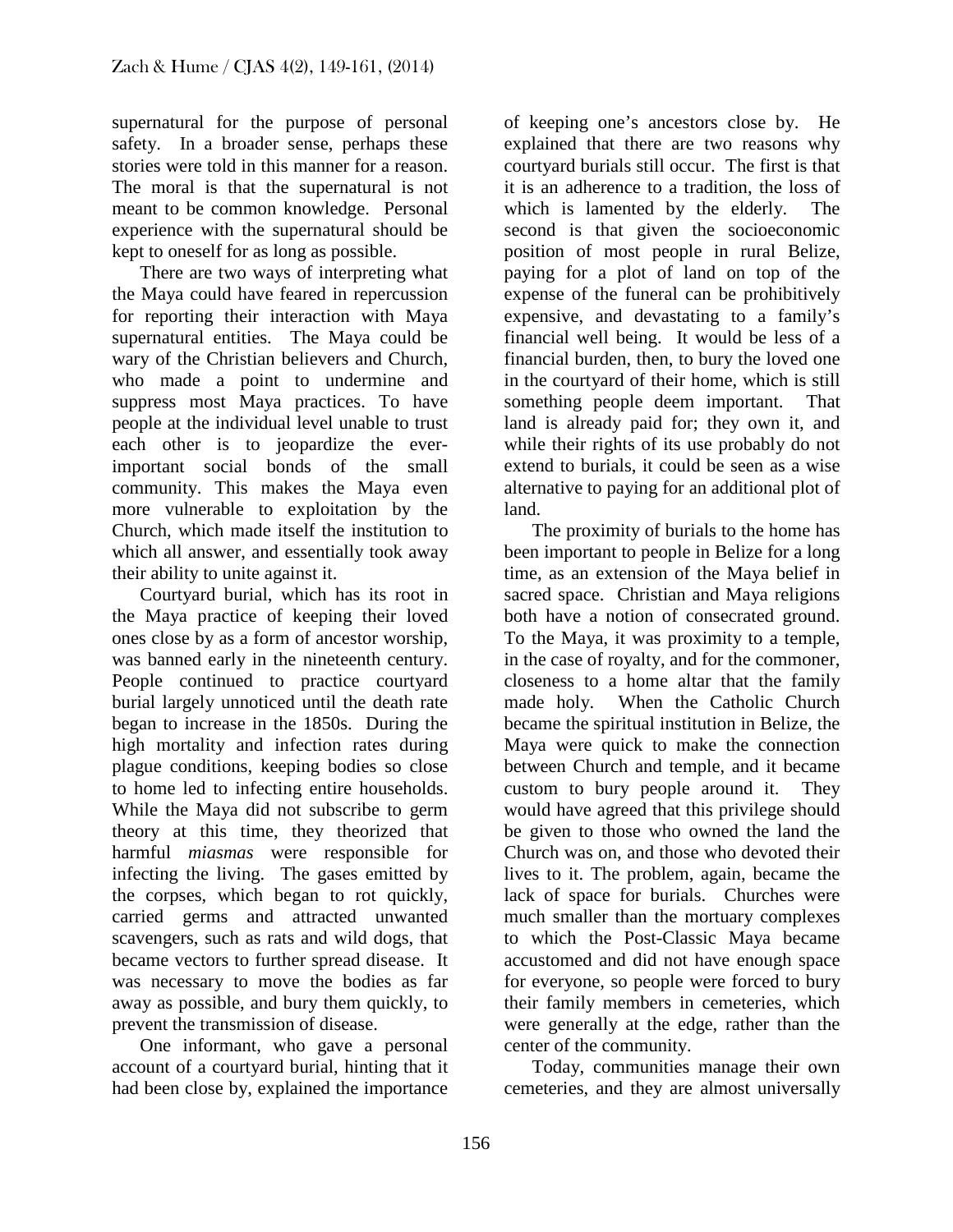supernatural for the purpose of personal safety. In a broader sense, perhaps these stories were told in this manner for a reason. The moral is that the supernatural is not meant to be common knowledge. Personal experience with the supernatural should be kept to oneself for as long as possible.

There are two ways of interpreting what the Maya could have feared in repercussion for reporting their interaction with Maya supernatural entities. The Maya could be wary of the Christian believers and Church, who made a point to undermine and suppress most Maya practices. To have people at the individual level unable to trust each other is to jeopardize the ever-important social bonds of the small community. This makes the Maya even more vulnerable to exploitation by the Church, which made itself the institution to which all answer, and essentially took away their ability to unite against it.

Courtyard burial, which has its root in the Maya practice of keeping their loved ones close by as a form of ancestor worship, was banned early in the nineteenth century. People continued to practice courtyard burial largely unnoticed until the death rate began to increase in the 1850s. During the high mortality and infection rates during plague conditions, keeping bodies so close to home led to infecting entire households. While the Maya did not subscribe to germ theory at this time, they theorized that harmful *miasmas* were responsible for infecting the living. The gases emitted by the corpses, which began to rot quickly, carried germs and attracted unwanted scavengers, such as rats and wild dogs, that became vectors to further spread disease. It was necessary to move the bodies as far away as possible, and bury them quickly, to prevent the transmission of disease.

One informant, who gave a personal account of a courtyard burial, hinting that it had been close by, explained the importance of keeping one's ancestors close by. He explained that there are two reasons why courtyard burials still occur. The first is that it is an adherence to a tradition, the loss of which is lamented by the elderly. The second is that given the socioeconomic position of most people in rural Belize, paying for a plot of land on top of the expense of the funeral can be prohibitively expensive, and devastating to a family's financial well being. It would be less of a financial burden, then, to bury the loved one in the courtyard of their home, which is still something people deem important. That land is already paid for; they own it, and while their rights of its use probably do not extend to burials, it could be seen as a wise alternative to paying for an additional plot of land.

The proximity of burials to the home has been important to people in Belize for a long time, as an extension of the Maya belief in sacred space. Christian and Maya religions both have a notion of consecrated ground. To the Maya, it was proximity to a temple, in the case of royalty, and for the commoner, closeness to a home altar that the family made holy. When the Catholic Church became the spiritual institution in Belize, the Maya were quick to make the connection between Church and temple, and it became custom to bury people around it. They would have agreed that this privilege should be given to those who owned the land the Church was on, and those who devoted their lives to it. The problem, again, became the lack of space for burials. Churches were much smaller than the mortuary complexes to which the Post-Classic Maya became accustomed and did not have enough space for everyone, so people were forced to bury their family members in cemeteries, which were generally at the edge, rather than the center of the community.

Today, communities manage their own cemeteries, and they are almost universally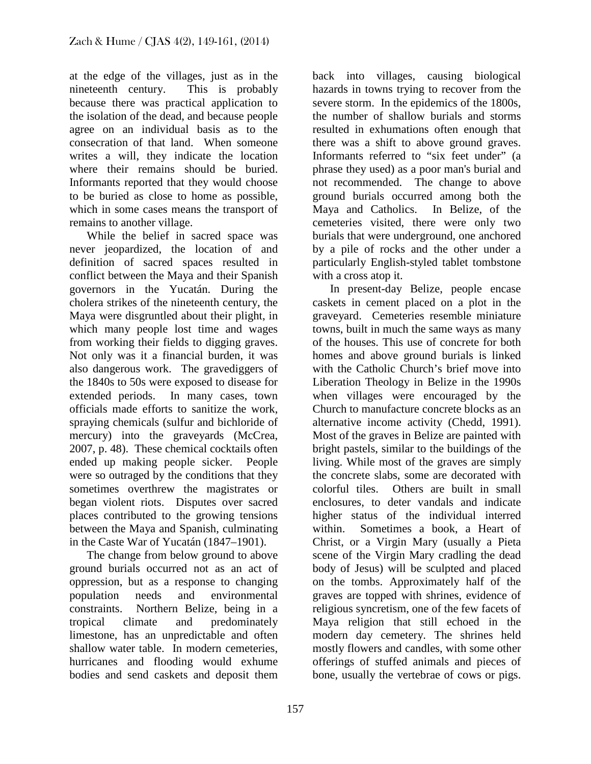at the edge of the villages, just as in the nineteenth century. This is probably because there was practical application to the isolation of the dead, and because people agree on an individual basis as to the consecration of that land. When someone writes a will, they indicate the location where their remains should be buried. Informants reported that they would choose to be buried as close to home as possible, which in some cases means the transport of remains to another village.

While the belief in sacred space was never jeopardized, the location of and definition of sacred spaces resulted in conflict between the Maya and their Spanish governors in the Yucatán. During the cholera strikes of the nineteenth century, the Maya were disgruntled about their plight, in which many people lost time and wages from working their fields to digging graves. Not only was it a financial burden, it was also dangerous work. The gravediggers of the 1840s to 50s were exposed to disease for extended periods. In many cases, town officials made efforts to sanitize the work, spraying chemicals (sulfur and bichloride of mercury) into the graveyards (McCrea, 2007, p. 48). These chemical cocktails often ended up making people sicker. People were so outraged by the conditions that they sometimes overthrew the magistrates or began violent riots. Disputes over sacred places contributed to the growing tensions between the Maya and Spanish, culminating in the Caste War of Yucatán (1847–1901).

The change from below ground to above ground burials occurred not as an act of oppression, but as a response to changing population needs and environmental constraints. Northern Belize, being in a tropical climate and predominately limestone, has an unpredictable and often shallow water table. In modern cemeteries, hurricanes and flooding would exhume bodies and send caskets and deposit them back into villages, causing biological hazards in towns trying to recover from the severe storm. In the epidemics of the 1800s, the number of shallow burials and storms resulted in exhumations often enough that there was a shift to above ground graves. Informants referred to "six feet under" (a phrase they used) as a poor man's burial and not recommended. The change to above ground burials occurred among both the Maya and Catholics. In Belize, of the cemeteries visited, there were only two burials that were underground, one anchored by a pile of rocks and the other under a particularly English-styled tablet tombstone with a cross atop it.

In present-day Belize, people encase caskets in cement placed on a plot in the graveyard. Cemeteries resemble miniature towns, built in much the same ways as many of the houses. This use of concrete for both homes and above ground burials is linked with the Catholic Church's brief move into Liberation Theology in Belize in the 1990s when villages were encouraged by the Church to manufacture concrete blocks as an alternative income activity (Chedd, 1991). Most of the graves in Belize are painted with bright pastels, similar to the buildings of the living. While most of the graves are simply the concrete slabs, some are decorated with colorful tiles. Others are built in small enclosures, to deter vandals and indicate higher status of the individual interred within. Sometimes a book, a Heart of Christ, or a Virgin Mary (usually a Pieta scene of the Virgin Mary cradling the dead body of Jesus) will be sculpted and placed on the tombs. Approximately half of the graves are topped with shrines, evidence of religious syncretism, one of the few facets of Maya religion that still echoed in the modern day cemetery. The shrines held mostly flowers and candles, with some other offerings of stuffed animals and pieces of bone, usually the vertebrae of cows or pigs.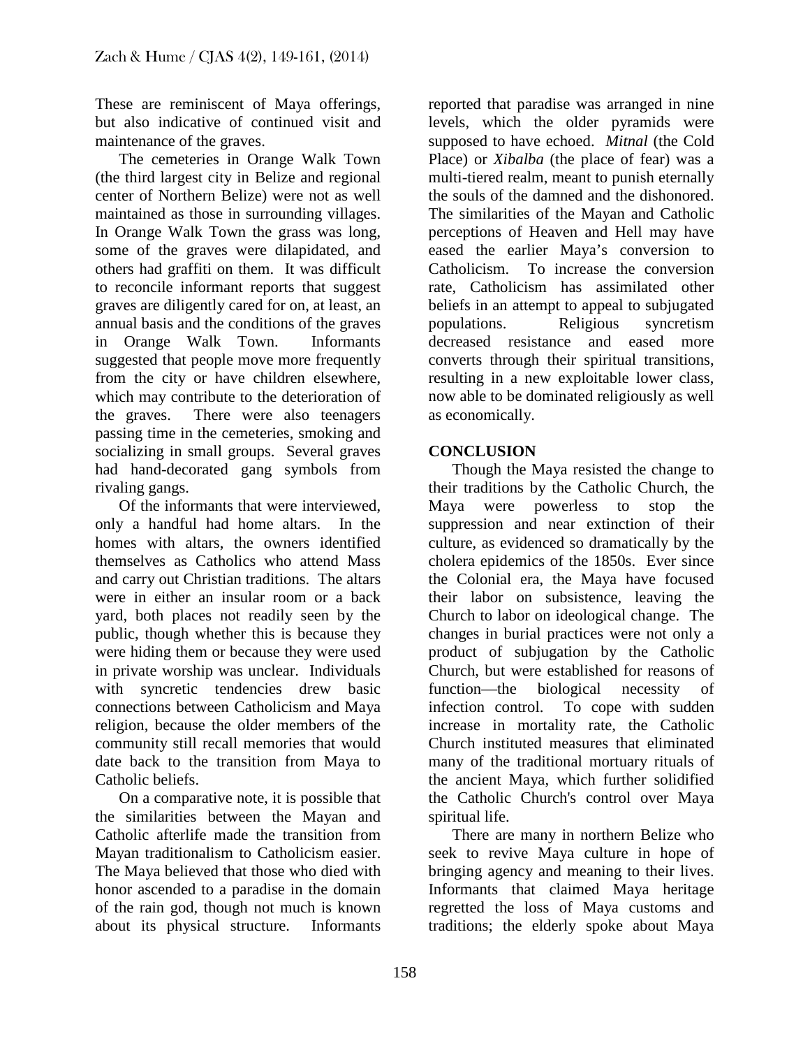These are reminiscent of Maya offerings, but also indicative of continued visit and maintenance of the graves.

The cemeteries in Orange Walk Town (the third largest city in Belize and regional center of Northern Belize) were not as well maintained as those in surrounding villages. In Orange Walk Town the grass was long, some of the graves were dilapidated, and others had graffiti on them. It was difficult to reconcile informant reports that suggest graves are diligently cared for on, at least, an annual basis and the conditions of the graves in Orange Walk Town. Informants suggested that people move more frequently from the city or have children elsewhere, which may contribute to the deterioration of the graves. There were also teenagers passing time in the cemeteries, smoking and socializing in small groups. Several graves had hand-decorated gang symbols from rivaling gangs.

Of the informants that were interviewed, only a handful had home altars. In the homes with altars, the owners identified themselves as Catholics who attend Mass and carry out Christian traditions. The altars were in either an insular room or a back yard, both places not readily seen by the public, though whether this is because they were hiding them or because they were used in private worship was unclear. Individuals with syncretic tendencies drew basic connections between Catholicism and Maya religion, because the older members of the community still recall memories that would date back to the transition from Maya to Catholic beliefs.

On a comparative note, it is possible that the similarities between the Mayan and Catholic afterlife made the transition from Mayan traditionalism to Catholicism easier. The Maya believed that those who died with honor ascended to a paradise in the domain of the rain god, though not much is known about its physical structure. Informants reported that paradise was arranged in nine levels, which the older pyramids were supposed to have echoed. *Mitnal* (the Cold Place) or *Xibalba* (the place of fear) was a multi-tiered realm, meant to punish eternally the souls of the damned and the dishonored. The similarities of the Mayan and Catholic perceptions of Heaven and Hell may have eased the earlier Maya's conversion to Catholicism. To increase the conversion rate, Catholicism has assimilated other beliefs in an attempt to appeal to subjugated populations. Religious syncretism decreased resistance and eased more converts through their spiritual transitions, resulting in a new exploitable lower class, now able to be dominated religiously as well as economically.

## CONCLUSION

Though the Maya resisted the change to their traditions by the Catholic Church, the Maya were powerless to stop the suppression and near extinction of their culture, as evidenced so dramatically by the cholera epidemics of the 1850s. Ever since the Colonial era, the Maya have focused their labor on subsistence, leaving the Church to labor on ideological change. The changes in burial practices were not only a product of subjugation by the Catholic Church, but were established for reasons of function—the biological necessity of infection control. To cope with sudden increase in mortality rate, the Catholic Church instituted measures that eliminated many of the traditional mortuary rituals of the ancient Maya, which further solidified the Catholic Church's control over Maya spiritual life.

There are many in northern Belize who seek to revive Maya culture in hope of bringing agency and meaning to their lives. Informants that claimed Maya heritage regretted the loss of Maya customs and traditions; the elderly spoke about Maya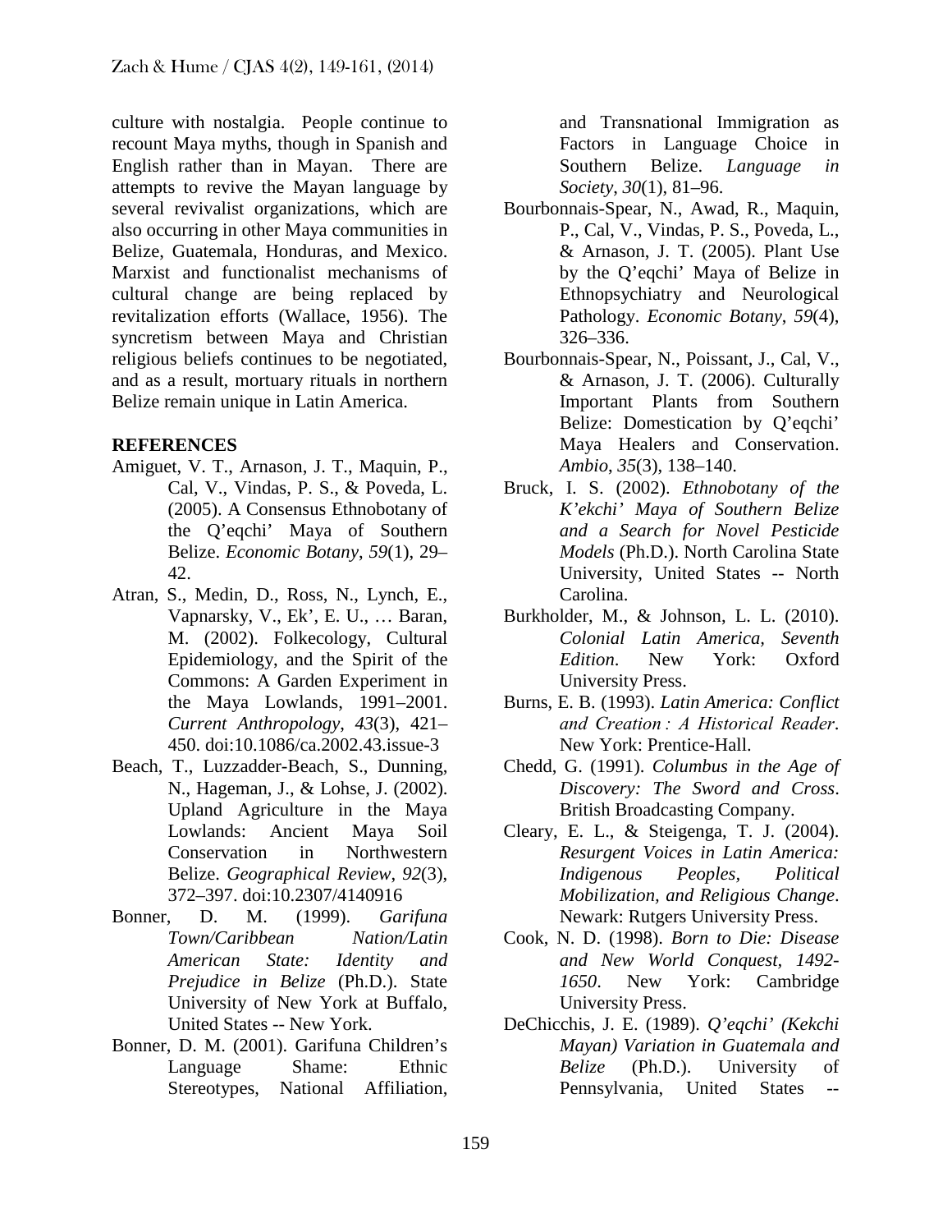culture with nostalgia. People continue to recount Maya myths, though in Spanish and English rather than in Mayan. There are attempts to revive the Mayan language by several revivalist organizations, which are also occurring in other Maya communities in Belize, Guatemala, Honduras, and Mexico. Marxist and functionalist mechanisms of cultural change are being replaced by revitalization efforts (Wallace, 1956). The syncretism between Maya and Christian religious beliefs continues to be negotiated, and as a result, mortuary rituals in northern Belize remain unique in Latin America.

## REFERENCES

Amiguet, V. T., Arnason, J. T., Maquin, P., Cal, V., Vindas, P. S., & Poveda, L. (2005). A Consensus Ethnobotany of the Q'eqchi' Maya of Southern Belize. *Economic Botany*, *59*(1), 29–42.

Atran, S., Medin, D., Ross, N., Lynch, E., Vapnarsky, V., Ek', E. U., … Baran, M. (2002). Folkecology, Cultural Epidemiology, and the Spirit of the Commons: A Garden Experiment in the Maya Lowlands, 1991–2001. *Current Anthropology*, *43*(3), 421–450. doi:10.1086/ca.2002.43.issue-3

Beach, T., Luzzadder-Beach, S., Dunning, N., Hageman, J., & Lohse, J. (2002). Upland Agriculture in the Maya Lowlands: Ancient Maya Soil Conservation in Northwestern Belize. *Geographical Review*, *92*(3), 372–397. doi:10.2307/4140916

Bonner, D. M. (1999). *Garifuna Town/Caribbean Nation/Latin American State: Identity and Prejudice in Belize* (Ph.D.). State University of New York at Buffalo, United States -- New York.

Bonner, D. M. (2001). Garifuna Children's Language Shame: Ethnic Stereotypes, National Affiliation, and Transnational Immigration as Factors in Language Choice in Southern Belize. *Language in Society*, *30*(1), 81–96.

Bourbonnais-Spear, N., Awad, R., Maquin, P., Cal, V., Vindas, P. S., Poveda, L., & Arnason, J. T. (2005). Plant Use by the Q'eqchi' Maya of Belize in Ethnopsychiatry and Neurological Pathology. *Economic Botany*, *59*(4), 326–336.

Bourbonnais-Spear, N., Poissant, J., Cal, V., & Arnason, J. T. (2006). Culturally Important Plants from Southern Belize: Domestication by Q'eqchi' Maya Healers and Conservation. *Ambio*, *35*(3), 138–140.

Bruck, I. S. (2002). *Ethnobotany of the K'ekchi' Maya of Southern Belize and a Search for Novel Pesticide Models* (Ph.D.). North Carolina State University, United States -- North Carolina.

Burkholder, M., & Johnson, L. L. (2010). *Colonial Latin America, Seventh Edition*. New York: Oxford University Press.

Burns, E. B. (1993). *Latin America: Conflict and Creation : A Historical Reader*. New York: Prentice-Hall.

Chedd, G. (1991). *Columbus in the Age of Discovery: The Sword and Cross*. British Broadcasting Company.

Cleary, E. L., & Steigenga, T. J. (2004). *Resurgent Voices in Latin America: Indigenous Peoples, Political Mobilization, and Religious Change*. Newark: Rutgers University Press.

Cook, N. D. (1998). *Born to Die: Disease and New World Conquest, 1492-1650*. New York: Cambridge University Press.

DeChicchis, J. E. (1989). *Q'eqchi' (Kekchi Mayan) Variation in Guatemala and Belize* (Ph.D.). University of Pennsylvania, United States --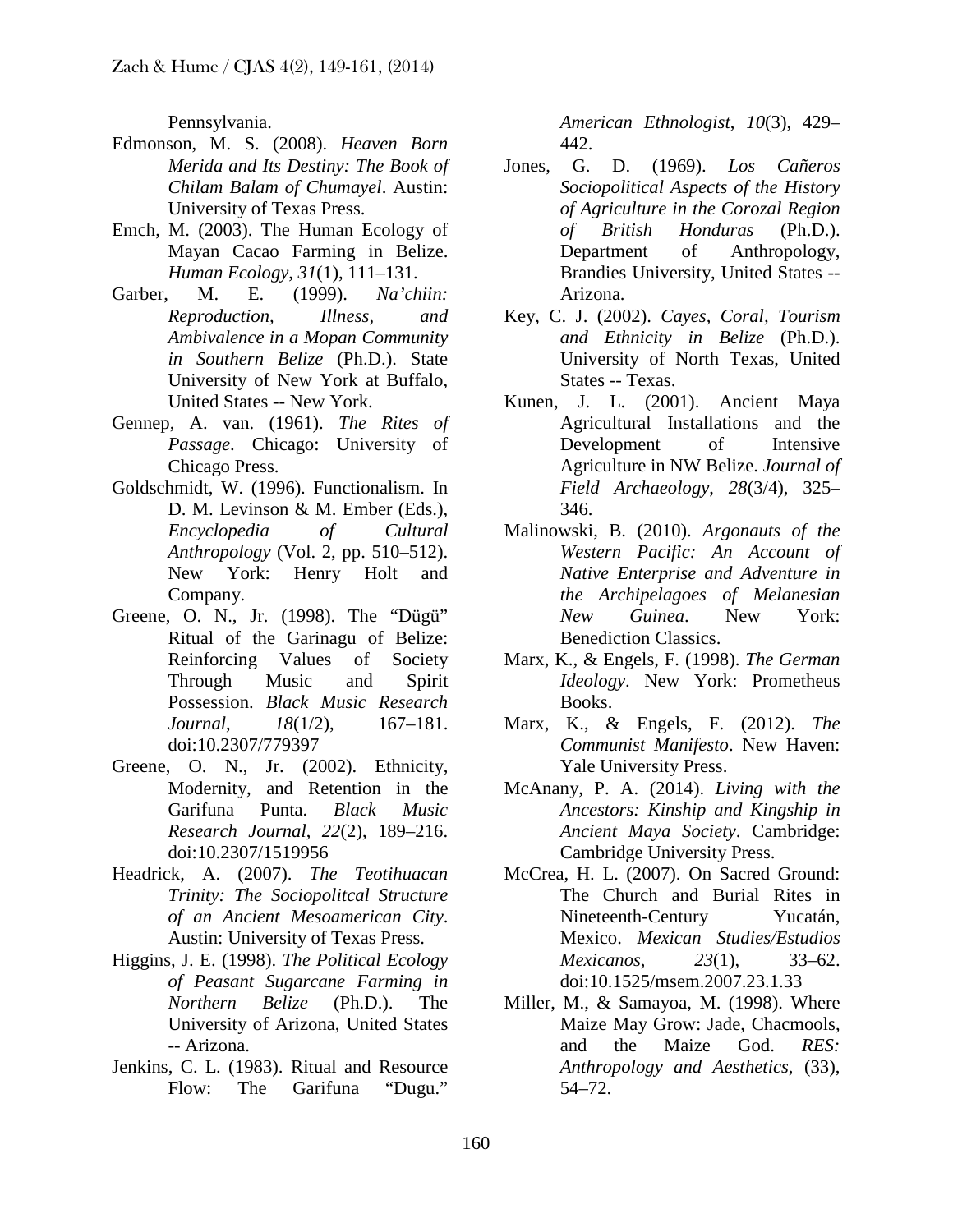Pennsylvania.

Edmonson, M. S. (2008). *Heaven Born Merida and Its Destiny: The Book of Chilam Balam of Chumayel*. Austin: University of Texas Press.

Emch, M. (2003). The Human Ecology of Mayan Cacao Farming in Belize. *Human Ecology*, *31*(1), 111–131.

Garber, M. E. (1999). *Na'chiin: Reproduction, Illness, and Ambivalence in a Mopan Community in Southern Belize* (Ph.D.). State University of New York at Buffalo, United States -- New York.

Gennep, A. van. (1961). *The Rites of Passage*. Chicago: University of Chicago Press.

Goldschmidt, W. (1996). Functionalism. In D. M. Levinson & M. Ember (Eds.), *Encyclopedia of Cultural Anthropology* (Vol. 2, pp. 510–512). New York: Henry Holt and Company.

Greene, O. N., Jr. (1998). The "Dügü" Ritual of the Garinagu of Belize: Reinforcing Values of Society Through Music and Spirit Possession. *Black Music Research Journal*, *18*(1/2), 167–181. doi:10.2307/779397

Greene, O. N., Jr. (2002). Ethnicity, Modernity, and Retention in the Garifuna Punta. *Black Music Research Journal*, *22*(2), 189–216. doi:10.2307/1519956

Headrick, A. (2007). *The Teotihuacan Trinity: The Sociopolitcal Structure of an Ancient Mesoamerican City*. Austin: University of Texas Press.

Higgins, J. E. (1998). *The Political Ecology of Peasant Sugarcane Farming in Northern Belize* (Ph.D.). The University of Arizona, United States -- Arizona.

Jenkins, C. L. (1983). Ritual and Resource Flow: The Garifuna "Dugu." *American Ethnologist*, *10*(3), 429–442.

Jones, G. D. (1969). *Los Cañeros Sociopolitical Aspects of the History of Agriculture in the Corozal Region of British Honduras* (Ph.D.). Department of Anthropology, Brandies University, United States -- Arizona.

Key, C. J. (2002). *Cayes, Coral, Tourism and Ethnicity in Belize* (Ph.D.). University of North Texas, United States -- Texas.

Kunen, J. L. (2001). Ancient Maya Agricultural Installations and the Development of Intensive Agriculture in NW Belize. *Journal of Field Archaeology*, *28*(3/4), 325–346.

Malinowski, B. (2010). *Argonauts of the Western Pacific: An Account of Native Enterprise and Adventure in the Archipelagoes of Melanesian New Guinea*. New York: Benediction Classics.

Marx, K., & Engels, F. (1998). *The German Ideology*. New York: Prometheus Books.

Marx, K., & Engels, F. (2012). *The Communist Manifesto*. New Haven: Yale University Press.

McAnany, P. A. (2014). *Living with the Ancestors: Kinship and Kingship in Ancient Maya Society*. Cambridge: Cambridge University Press.

McCrea, H. L. (2007). On Sacred Ground: The Church and Burial Rites in Nineteenth-Century Yucatán, Mexico. *Mexican Studies/Estudios Mexicanos*, *23*(1), 33–62. doi:10.1525/msem.2007.23.1.33

Miller, M., & Samayoa, M. (1998). Where Maize May Grow: Jade, Chacmools, and the Maize God. *RES: Anthropology and Aesthetics*, (33), 54–72.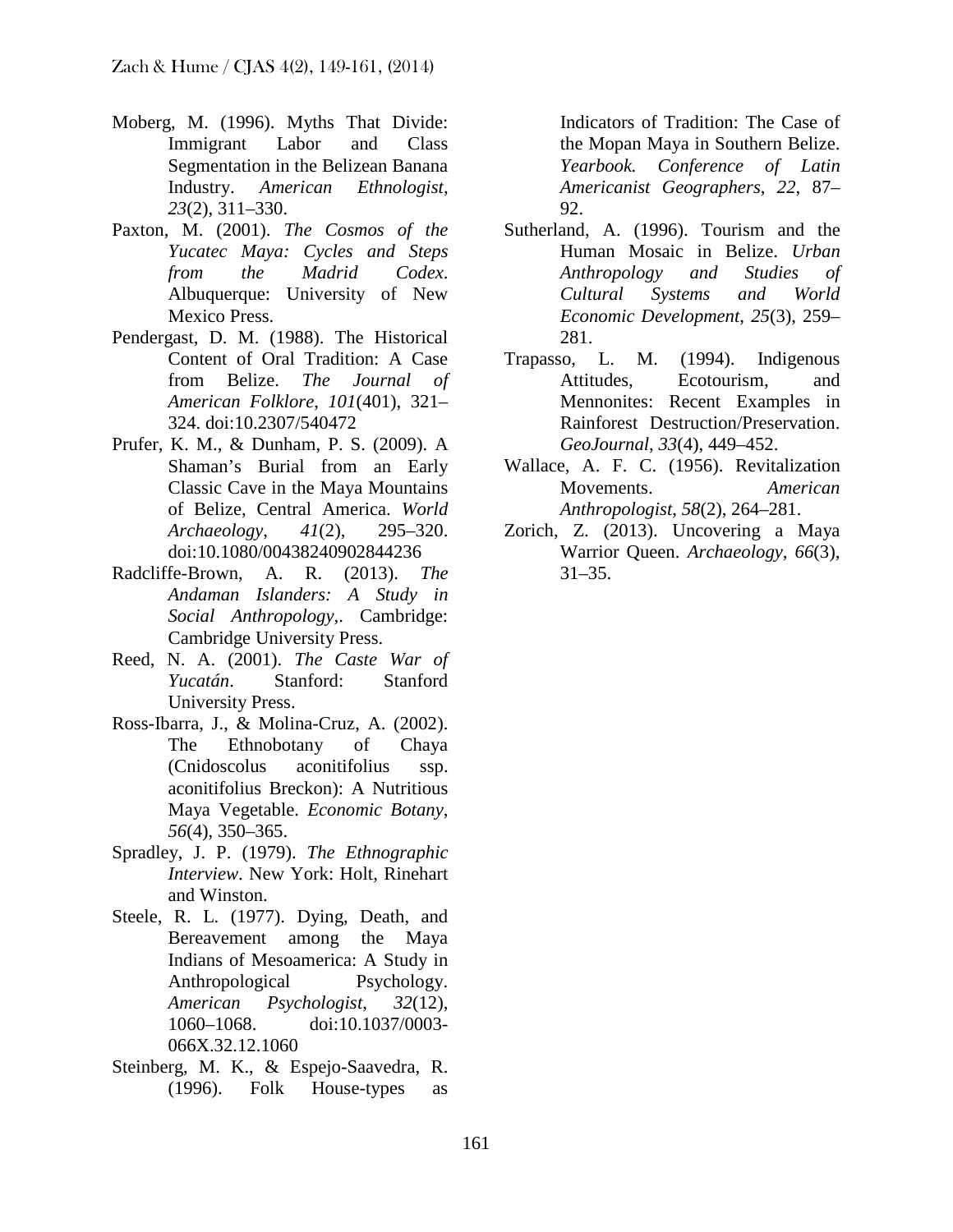Moberg, M. (1996). Myths That Divide: Immigrant Labor and Class Segmentation in the Belizean Banana Industry. *American Ethnologist*, *23*(2), 311–330.

Paxton, M. (2001). *The Cosmos of the Yucatec Maya: Cycles and Steps from the Madrid Codex*. Albuquerque: University of New Mexico Press.

Pendergast, D. M. (1988). The Historical Content of Oral Tradition: A Case from Belize. *The Journal of American Folklore*, *101*(401), 321–324. doi:10.2307/540472

Prufer, K. M., & Dunham, P. S. (2009). A Shaman's Burial from an Early Classic Cave in the Maya Mountains of Belize, Central America. *World Archaeology*, *41*(2), 295–320. doi:10.1080/00438240902844236

Radcliffe-Brown, A. R. (2013). *The Andaman Islanders: A Study in Social Anthropology,*. Cambridge: Cambridge University Press.

Reed, N. A. (2001). *The Caste War of Yucatán*. Stanford: Stanford University Press.

Ross-Ibarra, J., & Molina-Cruz, A. (2002). The Ethnobotany of Chaya (Cnidoscolus aconitifolius ssp. aconitifolius Breckon): A Nutritious Maya Vegetable. *Economic Botany*, *56*(4), 350–365.

Spradley, J. P. (1979). *The Ethnographic Interview*. New York: Holt, Rinehart and Winston.

Steele, R. L. (1977). Dying, Death, and Bereavement among the Maya Indians of Mesoamerica: A Study in Anthropological Psychology. *American Psychologist*, *32*(12), 1060–1068. doi:10.1037/0003-066X.32.12.1060

Steinberg, M. K., & Espejo-Saavedra, R. (1996). Folk House-types as Indicators of Tradition: The Case of the Mopan Maya in Southern Belize. *Yearbook. Conference of Latin Americanist Geographers*, *22*, 87–92.

Sutherland, A. (1996). Tourism and the Human Mosaic in Belize. *Urban Anthropology and Studies of Cultural Systems and World Economic Development*, *25*(3), 259–281.

Trapasso, L. M. (1994). Indigenous Attitudes, Ecotourism, and Mennonites: Recent Examples in Rainforest Destruction/Preservation. *GeoJournal*, *33*(4), 449–452.

Wallace, A. F. C. (1956). Revitalization Movements. *American Anthropologist*, *58*(2), 264–281.

Zorich, Z. (2013). Uncovering a Maya Warrior Queen. *Archaeology*, *66*(3), 31–35.